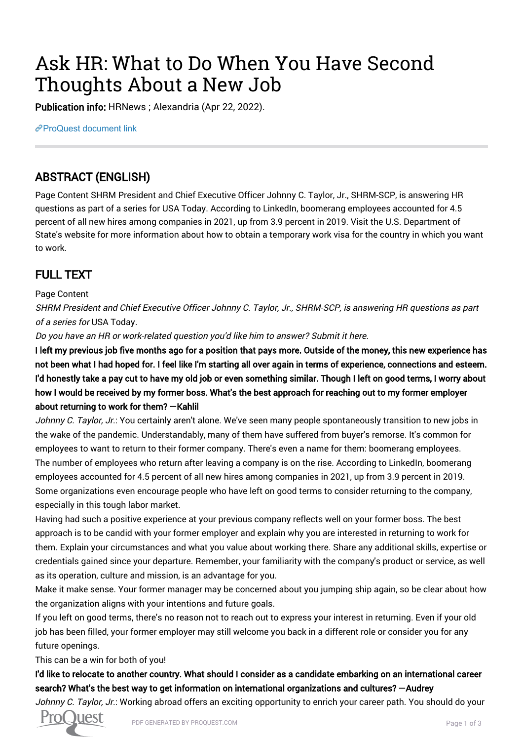# Ask HR: What to Do When You Have Second Thoughts About a New Job

**Publication info:** HRNews ; Alexandria (Apr 22, 2022).

ProQuest document link

## ABSTRACT (ENGLISH)

Page Content SHRM President and Chief Executive Officer Johnny C. Taylor, Jr., SHRM-SCP, is answering HR questions as part of a series for USA Today. According to LinkedIn, boomerang employees accounted for 4.5 percent of all new hires among companies in 2021, up from 3.9 percent in 2019. Visit the U.S. Department of State's website for more information about how to obtain a temporary work visa for the country in which you want to work.

## FULL TEXT

Page Content

*SHRM President and Chief Executive Officer Johnny C. Taylor, Jr., SHRM-SCP, is answering HR questions as part of a series for* USA Today.

*Do you have an HR or work-related question you'd like him to answer? Submit it here.*

**I left my previous job five months ago for a position that pays more. Outside of the money, this new experience has not been what I had hoped for. I feel like I'm starting all over again in terms of experience, connections and esteem. I'd honestly take a pay cut to have my old job or even something similar. Though I left on good terms, I worry about how I would be received by my former boss. What's the best approach for reaching out to my former employer about returning to work for them? —Kahlil**

*Johnny C. Taylor, Jr.*: You certainly aren't alone. We've seen many people spontaneously transition to new jobs in the wake of the pandemic. Understandably, many of them have suffered from buyer's remorse. It's common for employees to want to return to their former company. There's even a name for them: boomerang employees.

The number of employees who return after leaving a company is on the rise. According to LinkedIn, boomerang employees accounted for 4.5 percent of all new hires among companies in 2021, up from 3.9 percent in 2019. Some organizations even encourage people who have left on good terms to consider returning to the company, especially in this tough labor market.

Having had such a positive experience at your previous company reflects well on your former boss. The best approach is to be candid with your former employer and explain why you are interested in returning to work for them. Explain your circumstances and what you value about working there. Share any additional skills, expertise or credentials gained since your departure. Remember, your familiarity with the company's product or service, as well as its operation, culture and mission, is an advantage for you.

Make it make sense. Your former manager may be concerned about you jumping ship again, so be clear about how the organization aligns with your intentions and future goals.

If you left on good terms, there's no reason not to reach out to express your interest in returning. Even if your old job has been filled, your former employer may still welcome you back in a different role or consider you for any future openings.

This can be a win for both of you!

**I'd like to relocate to another country. What should I consider as a candidate embarking on an international career search? What's the best way to get information on international organizations and cultures? —Audrey**

*Johnny C. Taylor, Jr.*: Working abroad offers an exciting opportunity to enrich your career path. You should do your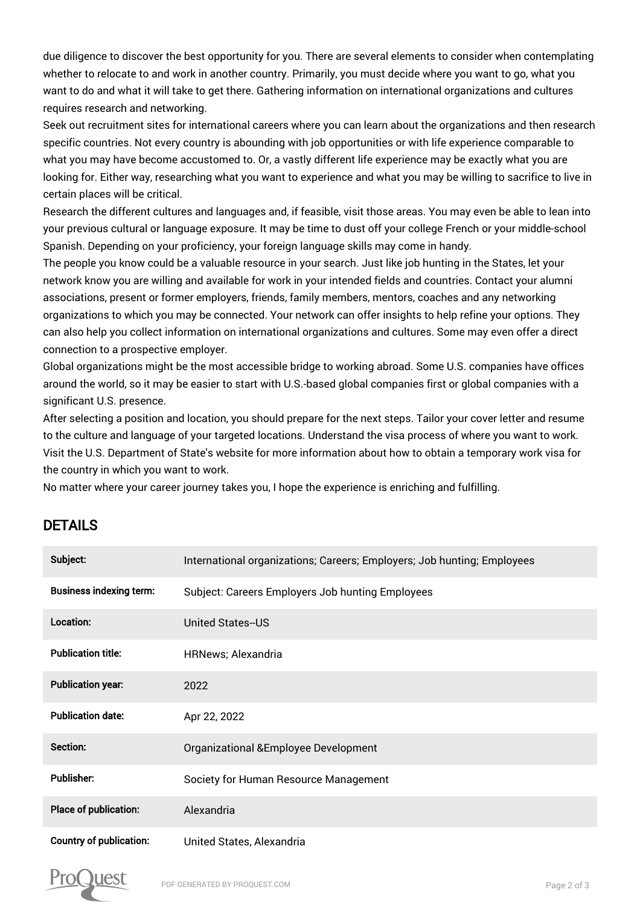due diligence to discover the best opportunity for you. There are several elements to consider when contemplating whether to relocate to and work in another country. Primarily, you must decide where you want to go, what you want to do and what it will take to get there. Gathering information on international organizations and cultures requires research and networking.

Seek out recruitment sites for international careers where you can learn about the organizations and then research specific countries. Not every country is abounding with job opportunities or with life experience comparable to what you may have become accustomed to. Or, a vastly different life experience may be exactly what you are looking for. Either way, researching what you want to experience and what you may be willing to sacrifice to live in certain places will be critical.

Research the different cultures and languages and, if feasible, visit those areas. You may even be able to lean into your previous cultural or language exposure. It may be time to dust off your college French or your middle-school Spanish. Depending on your proficiency, your foreign language skills may come in handy.

The people you know could be a valuable resource in your search. Just like job hunting in the States, let your network know you are willing and available for work in your intended fields and countries. Contact your alumni associations, present or former employers, friends, family members, mentors, coaches and any networking organizations to which you may be connected. Your network can offer insights to help refine your options. They can also help you collect information on international organizations and cultures. Some may even offer a direct connection to a prospective employer.

Global organizations might be the most accessible bridge to working abroad. Some U.S. companies have offices around the world, so it may be easier to start with U.S.-based global companies first or global companies with a significant U.S. presence.

After selecting a position and location, you should prepare for the next steps. Tailor your cover letter and resume to the culture and language of your targeted locations. Understand the visa process of where you want to work. Visit the U.S. Department of State's website for more information about how to obtain a temporary work visa for the country in which you want to work.

No matter where your career journey takes you, I hope the experience is enriching and fulfilling.

## DETAILS

| | |
|---|---|
| **Subject:** | International organizations; Careers; Employers; Job hunting; Employees |
| **Business indexing term:** | Subject: Careers Employers Job hunting Employees |
| **Location:** | United States--US |
| **Publication title:** | HRNews; Alexandria |
| **Publication year:** | 2022 |
| **Publication date:** | Apr 22, 2022 |
| **Section:** | Organizational &Employee Development |
| **Publisher:** | Society for Human Resource Management |
| **Place of publication:** | Alexandria |
| **Country of publication:** | United States, Alexandria |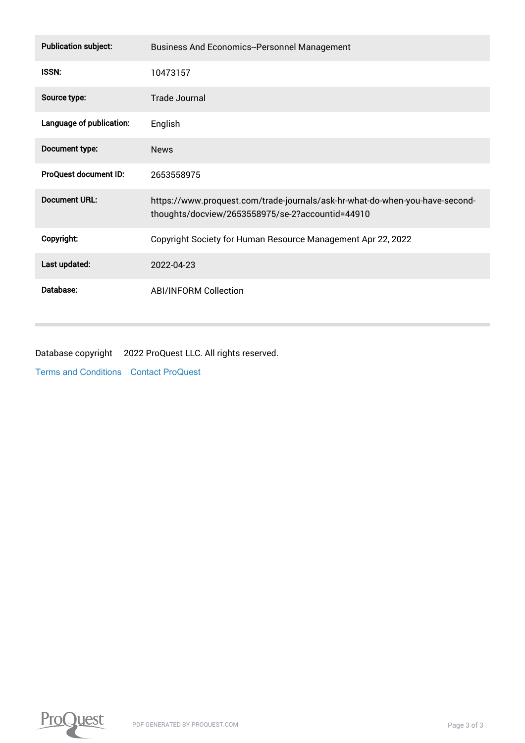| | |
|---|---|
| **Publication subject:** | Business And Economics--Personnel Management |
| **ISSN:** | 10473157 |
| **Source type:** | Trade Journal |
| **Language of publication:** | English |
| **Document type:** | News |
| **ProQuest document ID:** | 2653558975 |
| **Document URL:** | https://www.proquest.com/trade-journals/ask-hr-what-do-when-you-have-second-thoughts/docview/2653558975/se-2?accountid=44910 |
| **Copyright:** | Copyright Society for Human Resource Management Apr 22, 2022 |
| **Last updated:** | 2022-04-23 |
| **Database:** | ABI/INFORM Collection |

Database copyright 2022 ProQuest LLC. All rights reserved.

Terms and Conditions Contact ProQuest